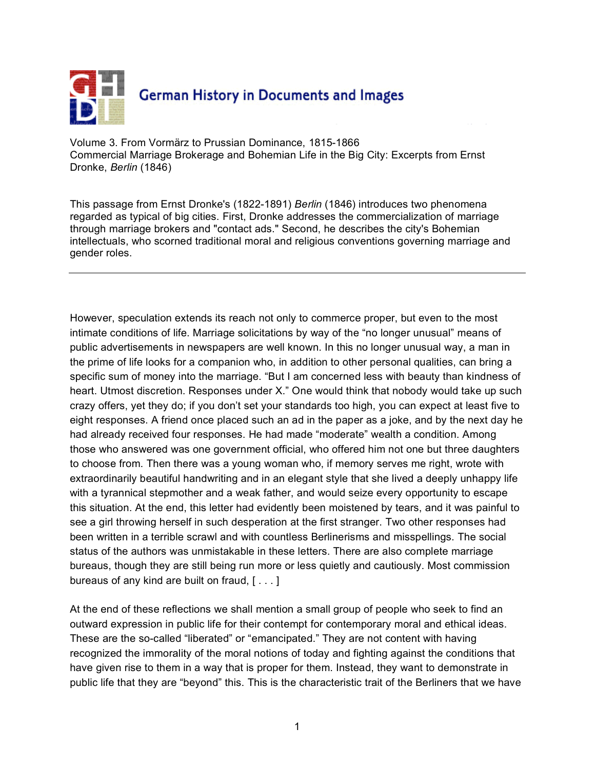German History in Documents and Images

Volume 3. From Vormärz to Prussian Dominance, 1815-1866
Commercial Marriage Brokerage and Bohemian Life in the Big City: Excerpts from Ernst Dronke, *Berlin* (1846)

This passage from Ernst Dronke's (1822-1891) *Berlin* (1846) introduces two phenomena regarded as typical of big cities. First, Dronke addresses the commercialization of marriage through marriage brokers and "contact ads." Second, he describes the city's Bohemian intellectuals, who scorned traditional moral and religious conventions governing marriage and gender roles.

---

However, speculation extends its reach not only to commerce proper, but even to the most intimate conditions of life. Marriage solicitations by way of the "no longer unusual" means of public advertisements in newspapers are well known. In this no longer unusual way, a man in the prime of life looks for a companion who, in addition to other personal qualities, can bring a specific sum of money into the marriage. "But I am concerned less with beauty than kindness of heart. Utmost discretion. Responses under X." One would think that nobody would take up such crazy offers, yet they do; if you don't set your standards too high, you can expect at least five to eight responses. A friend once placed such an ad in the paper as a joke, and by the next day he had already received four responses. He had made "moderate" wealth a condition. Among those who answered was one government official, who offered him not one but three daughters to choose from. Then there was a young woman who, if memory serves me right, wrote with extraordinarily beautiful handwriting and in an elegant style that she lived a deeply unhappy life with a tyrannical stepmother and a weak father, and would seize every opportunity to escape this situation. At the end, this letter had evidently been moistened by tears, and it was painful to see a girl throwing herself in such desperation at the first stranger. Two other responses had been written in a terrible scrawl and with countless Berlinerisms and misspellings. The social status of the authors was unmistakable in these letters. There are also complete marriage bureaus, though they are still being run more or less quietly and cautiously. Most commission bureaus of any kind are built on fraud, [ . . . ]

At the end of these reflections we shall mention a small group of people who seek to find an outward expression in public life for their contempt for contemporary moral and ethical ideas. These are the so-called "liberated" or "emancipated." They are not content with having recognized the immorality of the moral notions of today and fighting against the conditions that have given rise to them in a way that is proper for them. Instead, they want to demonstrate in public life that they are "beyond" this. This is the characteristic trait of the Berliners that we have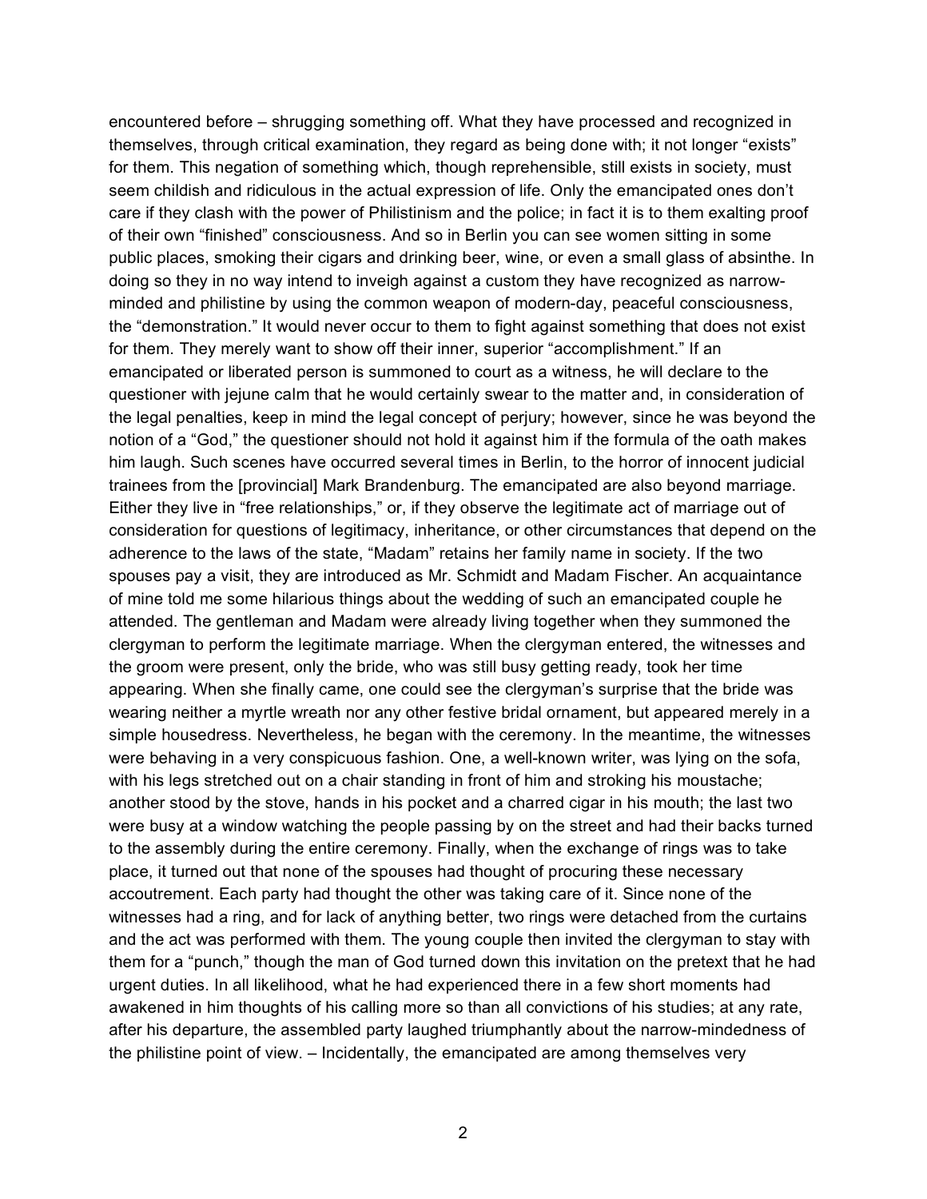encountered before – shrugging something off. What they have processed and recognized in themselves, through critical examination, they regard as being done with; it not longer "exists" for them. This negation of something which, though reprehensible, still exists in society, must seem childish and ridiculous in the actual expression of life. Only the emancipated ones don't care if they clash with the power of Philistinism and the police; in fact it is to them exalting proof of their own "finished" consciousness. And so in Berlin you can see women sitting in some public places, smoking their cigars and drinking beer, wine, or even a small glass of absinthe. In doing so they in no way intend to inveigh against a custom they have recognized as narrow-minded and philistine by using the common weapon of modern-day, peaceful consciousness, the "demonstration." It would never occur to them to fight against something that does not exist for them. They merely want to show off their inner, superior "accomplishment." If an emancipated or liberated person is summoned to court as a witness, he will declare to the questioner with jejune calm that he would certainly swear to the matter and, in consideration of the legal penalties, keep in mind the legal concept of perjury; however, since he was beyond the notion of a "God," the questioner should not hold it against him if the formula of the oath makes him laugh. Such scenes have occurred several times in Berlin, to the horror of innocent judicial trainees from the [provincial] Mark Brandenburg. The emancipated are also beyond marriage. Either they live in "free relationships," or, if they observe the legitimate act of marriage out of consideration for questions of legitimacy, inheritance, or other circumstances that depend on the adherence to the laws of the state, "Madam" retains her family name in society. If the two spouses pay a visit, they are introduced as Mr. Schmidt and Madam Fischer. An acquaintance of mine told me some hilarious things about the wedding of such an emancipated couple he attended. The gentleman and Madam were already living together when they summoned the clergyman to perform the legitimate marriage. When the clergyman entered, the witnesses and the groom were present, only the bride, who was still busy getting ready, took her time appearing. When she finally came, one could see the clergyman's surprise that the bride was wearing neither a myrtle wreath nor any other festive bridal ornament, but appeared merely in a simple housedress. Nevertheless, he began with the ceremony. In the meantime, the witnesses were behaving in a very conspicuous fashion. One, a well-known writer, was lying on the sofa, with his legs stretched out on a chair standing in front of him and stroking his moustache; another stood by the stove, hands in his pocket and a charred cigar in his mouth; the last two were busy at a window watching the people passing by on the street and had their backs turned to the assembly during the entire ceremony. Finally, when the exchange of rings was to take place, it turned out that none of the spouses had thought of procuring these necessary accoutrement. Each party had thought the other was taking care of it. Since none of the witnesses had a ring, and for lack of anything better, two rings were detached from the curtains and the act was performed with them. The young couple then invited the clergyman to stay with them for a "punch," though the man of God turned down this invitation on the pretext that he had urgent duties. In all likelihood, what he had experienced there in a few short moments had awakened in him thoughts of his calling more so than all convictions of his studies; at any rate, after his departure, the assembled party laughed triumphantly about the narrow-mindedness of the philistine point of view. – Incidentally, the emancipated are among themselves very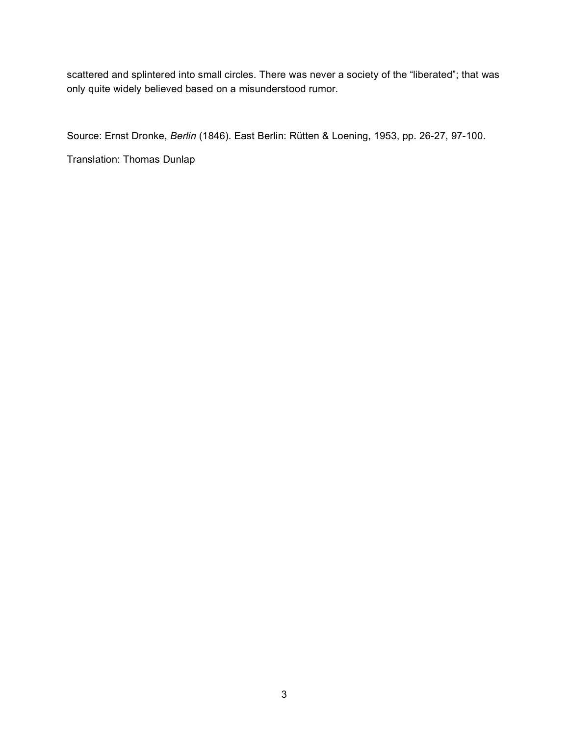scattered and splintered into small circles. There was never a society of the "liberated"; that was only quite widely believed based on a misunderstood rumor.

Source: Ernst Dronke, *Berlin* (1846). East Berlin: Rütten & Loening, 1953, pp. 26-27, 97-100.

Translation: Thomas Dunlap